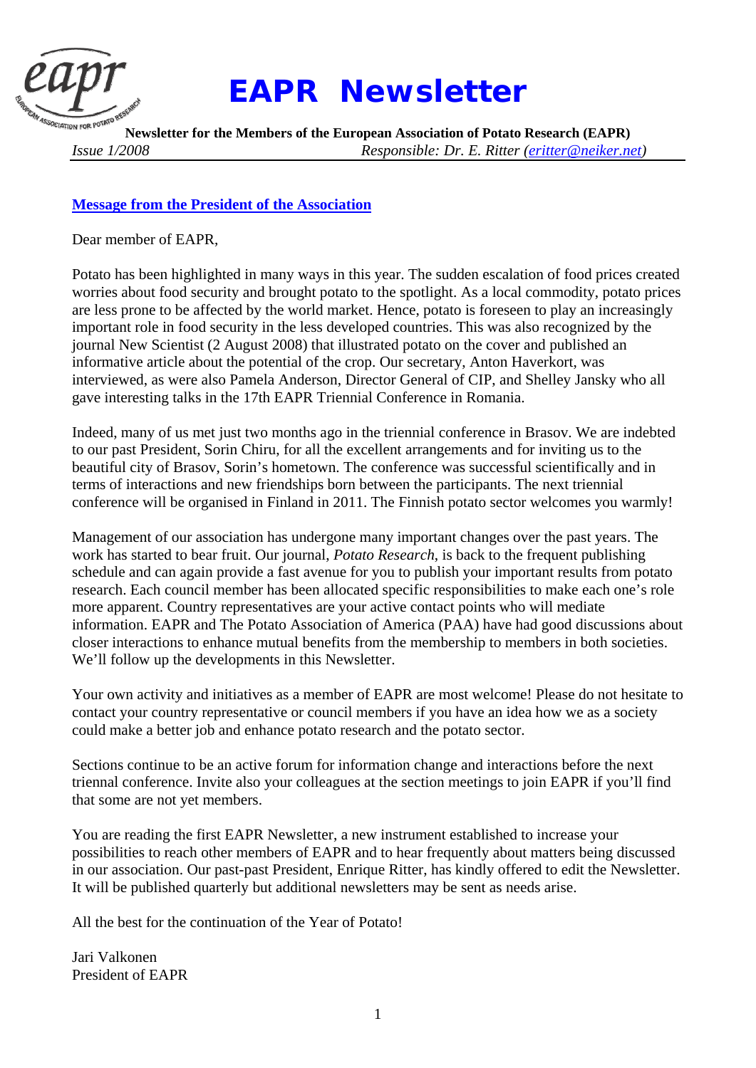# EAPR Newsletter

**Newsletter for the Members of the European Association of Potato Research (EAPR)**

*Issue 1/2008* *Responsible: Dr. E. Ritter (eritter@neiker.net)*

## Message from the President of the Association

Dear member of EAPR,

Potato has been highlighted in many ways in this year. The sudden escalation of food prices created worries about food security and brought potato to the spotlight. As a local commodity, potato prices are less prone to be affected by the world market. Hence, potato is foreseen to play an increasingly important role in food security in the less developed countries. This was also recognized by the journal New Scientist (2 August 2008) that illustrated potato on the cover and published an informative article about the potential of the crop. Our secretary, Anton Haverkort, was interviewed, as were also Pamela Anderson, Director General of CIP, and Shelley Jansky who all gave interesting talks in the 17th EAPR Triennial Conference in Romania.

Indeed, many of us met just two months ago in the triennial conference in Brasov. We are indebted to our past President, Sorin Chiru, for all the excellent arrangements and for inviting us to the beautiful city of Brasov, Sorin's hometown. The conference was successful scientifically and in terms of interactions and new friendships born between the participants. The next triennial conference will be organised in Finland in 2011. The Finnish potato sector welcomes you warmly!

Management of our association has undergone many important changes over the past years. The work has started to bear fruit. Our journal, *Potato Research*, is back to the frequent publishing schedule and can again provide a fast avenue for you to publish your important results from potato research. Each council member has been allocated specific responsibilities to make each one's role more apparent. Country representatives are your active contact points who will mediate information. EAPR and The Potato Association of America (PAA) have had good discussions about closer interactions to enhance mutual benefits from the membership to members in both societies. We'll follow up the developments in this Newsletter.

Your own activity and initiatives as a member of EAPR are most welcome! Please do not hesitate to contact your country representative or council members if you have an idea how we as a society could make a better job and enhance potato research and the potato sector.

Sections continue to be an active forum for information change and interactions before the next triennal conference. Invite also your colleagues at the section meetings to join EAPR if you'll find that some are not yet members.

You are reading the first EAPR Newsletter, a new instrument established to increase your possibilities to reach other members of EAPR and to hear frequently about matters being discussed in our association. Our past-past President, Enrique Ritter, has kindly offered to edit the Newsletter. It will be published quarterly but additional newsletters may be sent as needs arise.

All the best for the continuation of the Year of Potato!

Jari Valkonen
President of EAPR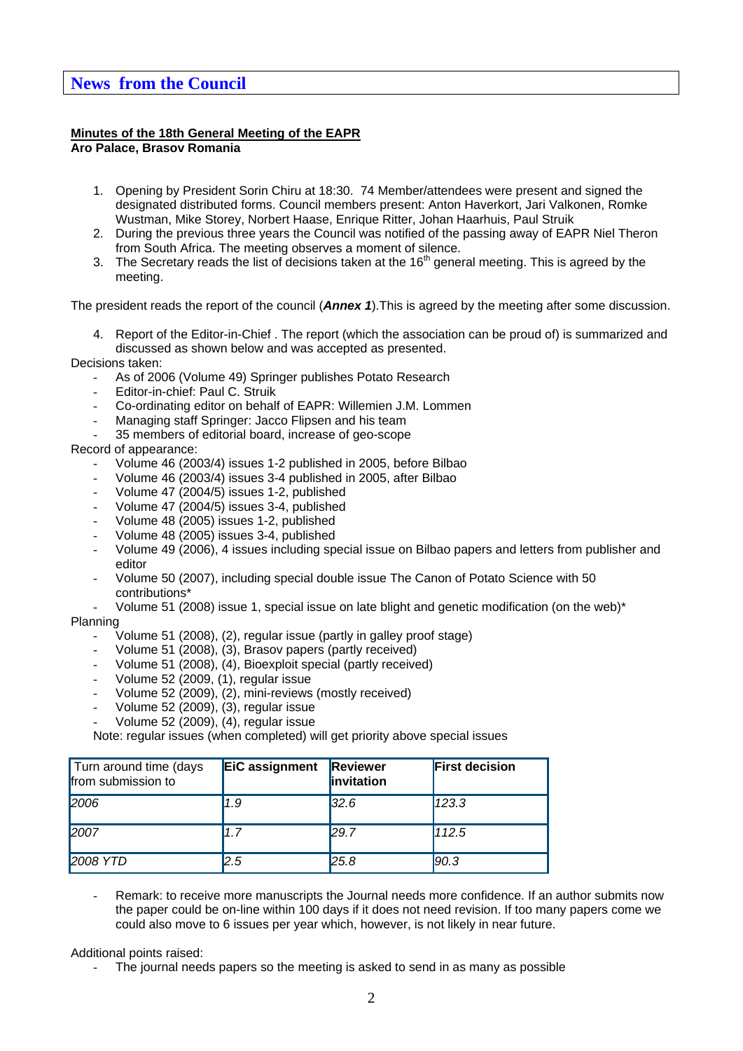# News from the Council

**Minutes of the 18th General Meeting of the EAPR**
**Aro Palace, Brasov Romania**

1. Opening by President Sorin Chiru at 18:30. 74 Member/attendees were present and signed the designated distributed forms. Council members present: Anton Haverkort, Jari Valkonen, Romke Wustman, Mike Storey, Norbert Haase, Enrique Ritter, Johan Haarhuis, Paul Struik
2. During the previous three years the Council was notified of the passing away of EAPR Niel Theron from South Africa. The meeting observes a moment of silence.
3. The Secretary reads the list of decisions taken at the 16th general meeting. This is agreed by the meeting.

The president reads the report of the council (***Annex 1***).This is agreed by the meeting after some discussion.

4. Report of the Editor-in-Chief . The report (which the association can be proud of) is summarized and discussed as shown below and was accepted as presented.

Decisions taken:
- As of 2006 (Volume 49) Springer publishes Potato Research
- Editor-in-chief: Paul C. Struik
- Co-ordinating editor on behalf of EAPR: Willemien J.M. Lommen
- Managing staff Springer: Jacco Flipsen and his team
- 35 members of editorial board, increase of geo-scope

Record of appearance:
- Volume 46 (2003/4) issues 1-2 published in 2005, before Bilbao
- Volume 46 (2003/4) issues 3-4 published in 2005, after Bilbao
- Volume 47 (2004/5) issues 1-2, published
- Volume 47 (2004/5) issues 3-4, published
- Volume 48 (2005) issues 1-2, published
- Volume 48 (2005) issues 3-4, published
- Volume 49 (2006), 4 issues including special issue on Bilbao papers and letters from publisher and editor
- Volume 50 (2007), including special double issue The Canon of Potato Science with 50 contributions*
- Volume 51 (2008) issue 1, special issue on late blight and genetic modification (on the web)*

Planning
- Volume 51 (2008), (2), regular issue (partly in galley proof stage)
- Volume 51 (2008), (3), Brasov papers (partly received)
- Volume 51 (2008), (4), Bioexploit special (partly received)
- Volume 52 (2009, (1), regular issue
- Volume 52 (2009), (2), mini-reviews (mostly received)
- Volume 52 (2009), (3), regular issue
- Volume 52 (2009), (4), regular issue

Note: regular issues (when completed) will get priority above special issues

| Turn around time (days from submission to | EiC assignment | Reviewer invitation | First decision |
|---|---|---|---|
| *2006* | *1.9* | *32.6* | *123.3* |
| *2007* | *1.7* | *29.7* | *112.5* |
| *2008 YTD* | *2.5* | *25.8* | *90.3* |

- Remark: to receive more manuscripts the Journal needs more confidence. If an author submits now the paper could be on-line within 100 days if it does not need revision. If too many papers come we could also move to 6 issues per year which, however, is not likely in near future.

Additional points raised:
- The journal needs papers so the meeting is asked to send in as many as possible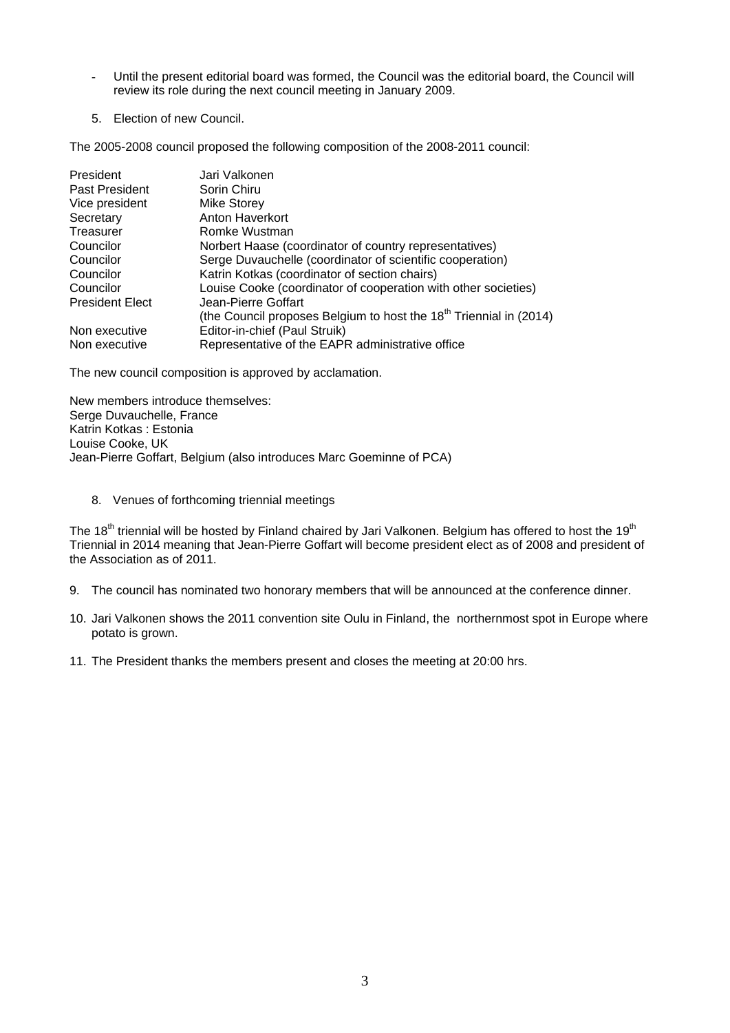- Until the present editorial board was formed, the Council was the editorial board, the Council will review its role during the next council meeting in January 2009.

5. Election of new Council.

The 2005-2008 council proposed the following composition of the 2008-2011 council:

| | |
|---|---|
| President | Jari Valkonen |
| Past President | Sorin Chiru |
| Vice president | Mike Storey |
| Secretary | Anton Haverkort |
| Treasurer | Romke Wustman |
| Councilor | Norbert Haase (coordinator of country representatives) |
| Councilor | Serge Duvauchelle (coordinator of scientific cooperation) |
| Councilor | Katrin Kotkas (coordinator of section chairs) |
| Councilor | Louise Cooke (coordinator of cooperation with other societies) |
| President Elect | Jean-Pierre Goffart<br>(the Council proposes Belgium to host the 18th Triennial in (2014) |
| Non executive | Editor-in-chief (Paul Struik) |
| Non executive | Representative of the EAPR administrative office |

The new council composition is approved by acclamation.

New members introduce themselves:
Serge Duvauchelle, France
Katrin Kotkas : Estonia
Louise Cooke, UK
Jean-Pierre Goffart, Belgium (also introduces Marc Goeminne of PCA)

8. Venues of forthcoming triennial meetings

The 18th triennial will be hosted by Finland chaired by Jari Valkonen. Belgium has offered to host the 19th Triennial in 2014 meaning that Jean-Pierre Goffart will become president elect as of 2008 and president of the Association as of 2011.

9. The council has nominated two honorary members that will be announced at the conference dinner.

10. Jari Valkonen shows the 2011 convention site Oulu in Finland, the northernmost spot in Europe where potato is grown.

11. The President thanks the members present and closes the meeting at 20:00 hrs.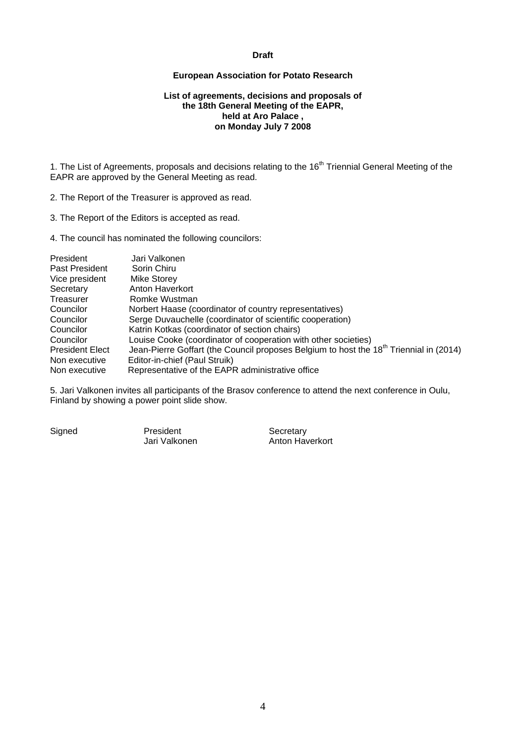**Draft**

**European Association for Potato Research**

**List of agreements, decisions and proposals of the 18th General Meeting of the EAPR, held at Aro Palace , on Monday July 7 2008**

1. The List of Agreements, proposals and decisions relating to the 16th Triennial General Meeting of the EAPR are approved by the General Meeting as read.

2. The Report of the Treasurer is approved as read.

3. The Report of the Editors is accepted as read.

4. The council has nominated the following councilors:

| | |
|---|---|
| President | Jari Valkonen |
| Past President | Sorin Chiru |
| Vice president | Mike Storey |
| Secretary | Anton Haverkort |
| Treasurer | Romke Wustman |
| Councilor | Norbert Haase (coordinator of country representatives) |
| Councilor | Serge Duvauchelle (coordinator of scientific cooperation) |
| Councilor | Katrin Kotkas (coordinator of section chairs) |
| Councilor | Louise Cooke (coordinator of cooperation with other societies) |
| President Elect | Jean-Pierre Goffart (the Council proposes Belgium to host the 18th Triennial in (2014) |
| Non executive | Editor-in-chief (Paul Struik) |
| Non executive | Representative of the EAPR administrative office |

5. Jari Valkonen invites all participants of the Brasov conference to attend the next conference in Oulu, Finland by showing a power point slide show.

| Signed | President | Secretary |
|---|---|---|
| | Jari Valkonen | Anton Haverkort |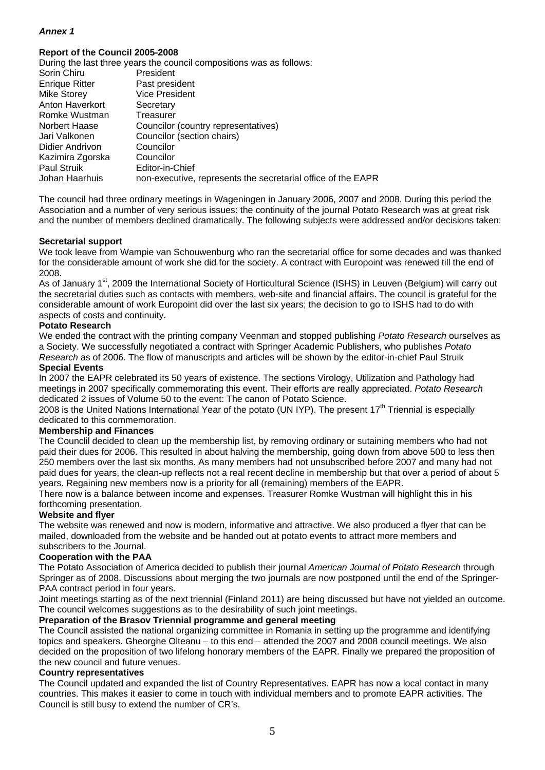*Annex 1*

**Report of the Council 2005-2008**

During the last three years the council compositions was as follows:

| | |
|---|---|
| Sorin Chiru | President |
| Enrique Ritter | Past president |
| Mike Storey | Vice President |
| Anton Haverkort | Secretary |
| Romke Wustman | Treasurer |
| Norbert Haase | Councilor (country representatives) |
| Jari Valkonen | Councilor (section chairs) |
| Didier Andrivon | Councilor |
| Kazimira Zgorska | Councilor |
| Paul Struik | Editor-in-Chief |
| Johan Haarhuis | non-executive, represents the secretarial office of the EAPR |

The council had three ordinary meetings in Wageningen in January 2006, 2007 and 2008. During this period the Association and a number of very serious issues: the continuity of the journal Potato Research was at great risk and the number of members declined dramatically. The following subjects were addressed and/or decisions taken:

**Secretarial support**

We took leave from Wampie van Schouwenburg who ran the secretarial office for some decades and was thanked for the considerable amount of work she did for the society. A contract with Europoint was renewed till the end of 2008.

As of January 1st, 2009 the International Society of Horticultural Science (ISHS) in Leuven (Belgium) will carry out the secretarial duties such as contacts with members, web-site and financial affairs. The council is grateful for the considerable amount of work Europoint did over the last six years; the decision to go to ISHS had to do with aspects of costs and continuity.

**Potato Research**

We ended the contract with the printing company Veenman and stopped publishing *Potato Research* ourselves as a Society. We successfully negotiated a contract with Springer Academic Publishers, who publishes *Potato Research* as of 2006. The flow of manuscripts and articles will be shown by the editor-in-chief Paul Struik

**Special Events**

In 2007 the EAPR celebrated its 50 years of existence. The sections Virology, Utilization and Pathology had meetings in 2007 specifically commemorating this event. Their efforts are really appreciated. *Potato Research* dedicated 2 issues of Volume 50 to the event: The canon of Potato Science.

2008 is the United Nations International Year of the potato (UN IYP). The present 17th Triennial is especially dedicated to this commemoration.

**Membership and Finances**

The Counclil decided to clean up the membership list, by removing ordinary or sutaining members who had not paid their dues for 2006. This resulted in about halving the membership, going down from above 500 to less then 250 members over the last six months. As many members had not unsubscribed before 2007 and many had not paid dues for years, the clean-up reflects not a real recent decline in membership but that over a period of about 5 years. Regaining new members now is a priority for all (remaining) members of the EAPR.

There now is a balance between income and expenses. Treasurer Romke Wustman will highlight this in his forthcoming presentation.

**Website and flyer**

The website was renewed and now is modern, informative and attractive. We also produced a flyer that can be mailed, downloaded from the website and be handed out at potato events to attract more members and subscribers to the Journal.

**Cooperation with the PAA**

The Potato Association of America decided to publish their journal *American Journal of Potato Research* through Springer as of 2008. Discussions about merging the two journals are now postponed until the end of the Springer-PAA contract period in four years.

Joint meetings starting as of the next triennial (Finland 2011) are being discussed but have not yielded an outcome. The council welcomes suggestions as to the desirability of such joint meetings.

**Preparation of the Brasov Triennial programme and general meeting**

The Council assisted the national organizing committee in Romania in setting up the programme and identifying topics and speakers. Gheorghe Olteanu – to this end – attended the 2007 and 2008 council meetings. We also decided on the proposition of two lifelong honorary members of the EAPR. Finally we prepared the proposition of the new council and future venues.

**Country representatives**

The Council updated and expanded the list of Country Representatives. EAPR has now a local contact in many countries. This makes it easier to come in touch with individual members and to promote EAPR activities. The Council is still busy to extend the number of CR's.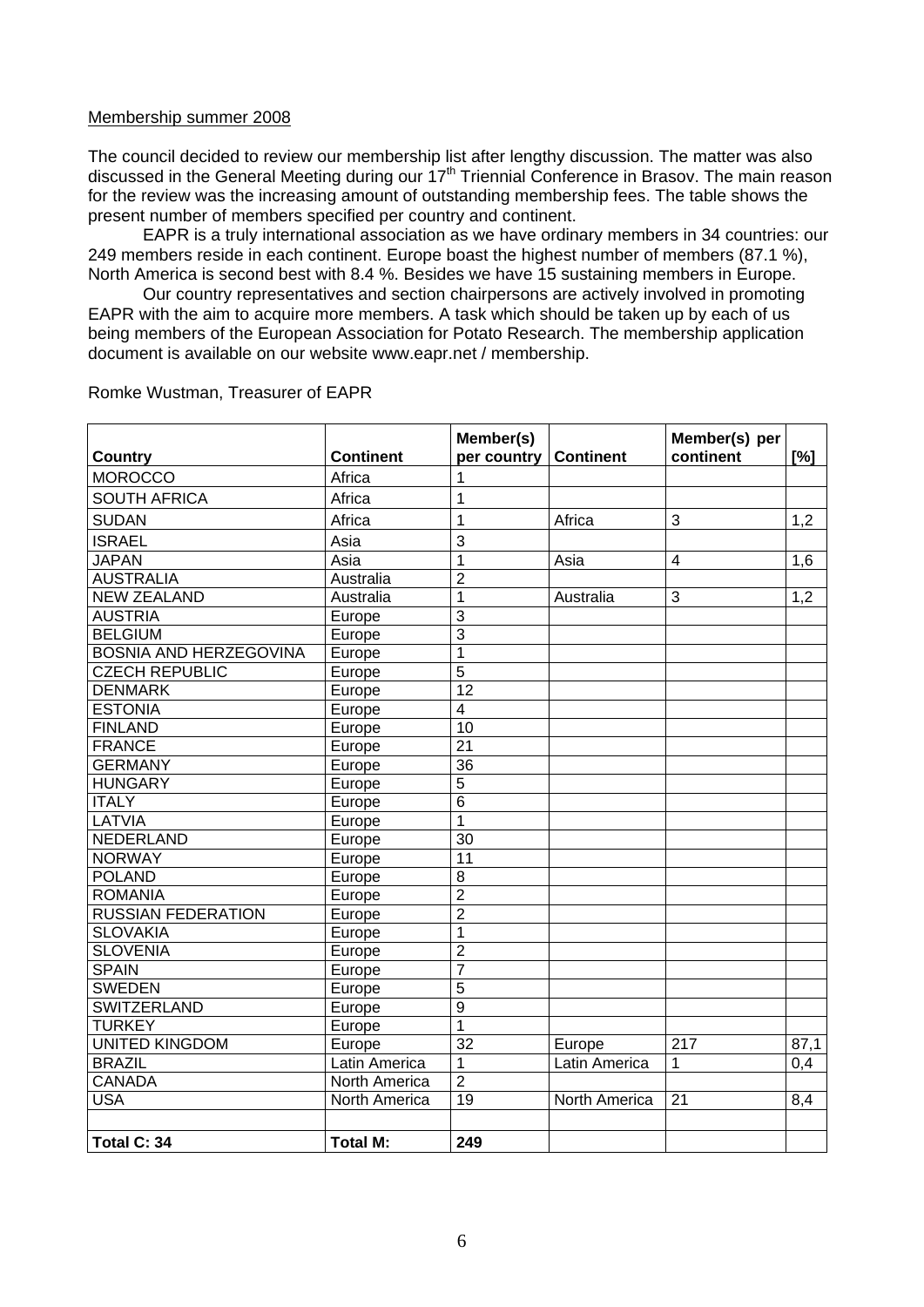Membership summer 2008

The council decided to review our membership list after lengthy discussion. The matter was also discussed in the General Meeting during our 17th Triennial Conference in Brasov. The main reason for the review was the increasing amount of outstanding membership fees. The table shows the present number of members specified per country and continent.

EAPR is a truly international association as we have ordinary members in 34 countries: our 249 members reside in each continent. Europe boast the highest number of members (87.1 %), North America is second best with 8.4 %. Besides we have 15 sustaining members in Europe.

Our country representatives and section chairpersons are actively involved in promoting EAPR with the aim to acquire more members. A task which should be taken up by each of us being members of the European Association for Potato Research. The membership application document is available on our website www.eapr.net / membership.

Romke Wustman, Treasurer of EAPR

| Country | Continent | Member(s) per country | Continent | Member(s) per continent | [%] |
|---|---|---|---|---|---|
| MOROCCO | Africa | 1 | | | |
| SOUTH AFRICA | Africa | 1 | | | |
| SUDAN | Africa | 1 | Africa | 3 | 1,2 |
| ISRAEL | Asia | 3 | | | |
| JAPAN | Asia | 1 | Asia | 4 | 1,6 |
| AUSTRALIA | Australia | 2 | | | |
| NEW ZEALAND | Australia | 1 | Australia | 3 | 1,2 |
| AUSTRIA | Europe | 3 | | | |
| BELGIUM | Europe | 3 | | | |
| BOSNIA AND HERZEGOVINA | Europe | 1 | | | |
| CZECH REPUBLIC | Europe | 5 | | | |
| DENMARK | Europe | 12 | | | |
| ESTONIA | Europe | 4 | | | |
| FINLAND | Europe | 10 | | | |
| FRANCE | Europe | 21 | | | |
| GERMANY | Europe | 36 | | | |
| HUNGARY | Europe | 5 | | | |
| ITALY | Europe | 6 | | | |
| LATVIA | Europe | 1 | | | |
| NEDERLAND | Europe | 30 | | | |
| NORWAY | Europe | 11 | | | |
| POLAND | Europe | 8 | | | |
| ROMANIA | Europe | 2 | | | |
| RUSSIAN FEDERATION | Europe | 2 | | | |
| SLOVAKIA | Europe | 1 | | | |
| SLOVENIA | Europe | 2 | | | |
| SPAIN | Europe | 7 | | | |
| SWEDEN | Europe | 5 | | | |
| SWITZERLAND | Europe | 9 | | | |
| TURKEY | Europe | 1 | | | |
| UNITED KINGDOM | Europe | 32 | Europe | 217 | 87,1 |
| BRAZIL | Latin America | 1 | Latin America | 1 | 0,4 |
| CANADA | North America | 2 | | | |
| USA | North America | 19 | North America | 21 | 8,4 |
| | | | | | |
| **Total C: 34** | **Total M:** | **249** | | | |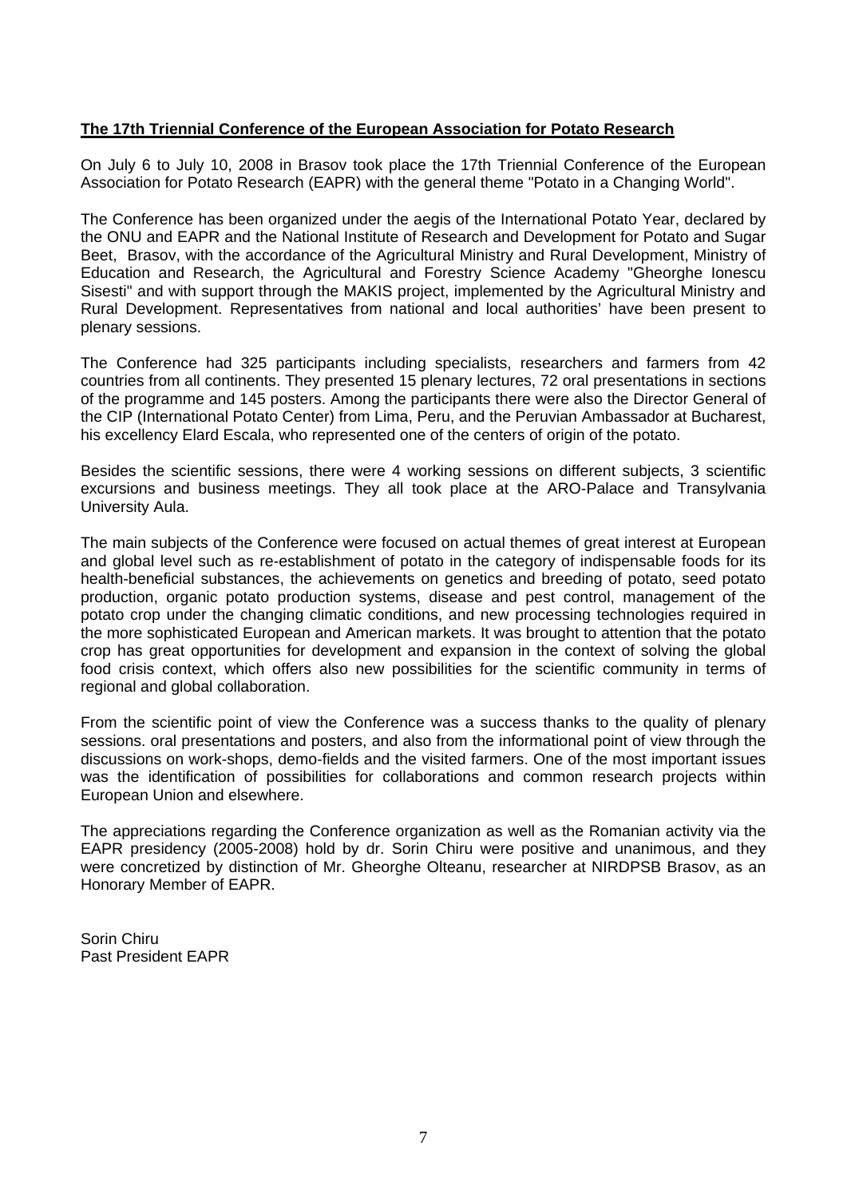## The 17th Triennial Conference of the European Association for Potato Research

On July 6 to July 10, 2008 in Brasov took place the 17th Triennial Conference of the European Association for Potato Research (EAPR) with the general theme "Potato in a Changing World".

The Conference has been organized under the aegis of the International Potato Year, declared by the ONU and EAPR and the National Institute of Research and Development for Potato and Sugar Beet, Brasov, with the accordance of the Agricultural Ministry and Rural Development, Ministry of Education and Research, the Agricultural and Forestry Science Academy "Gheorghe Ionescu Sisesti" and with support through the MAKIS project, implemented by the Agricultural Ministry and Rural Development. Representatives from national and local authorities' have been present to plenary sessions.

The Conference had 325 participants including specialists, researchers and farmers from 42 countries from all continents. They presented 15 plenary lectures, 72 oral presentations in sections of the programme and 145 posters. Among the participants there were also the Director General of the CIP (International Potato Center) from Lima, Peru, and the Peruvian Ambassador at Bucharest, his excellency Elard Escala, who represented one of the centers of origin of the potato.

Besides the scientific sessions, there were 4 working sessions on different subjects, 3 scientific excursions and business meetings. They all took place at the ARO-Palace and Transylvania University Aula.

The main subjects of the Conference were focused on actual themes of great interest at European and global level such as re-establishment of potato in the category of indispensable foods for its health-beneficial substances, the achievements on genetics and breeding of potato, seed potato production, organic potato production systems, disease and pest control, management of the potato crop under the changing climatic conditions, and new processing technologies required in the more sophisticated European and American markets. It was brought to attention that the potato crop has great opportunities for development and expansion in the context of solving the global food crisis context, which offers also new possibilities for the scientific community in terms of regional and global collaboration.

From the scientific point of view the Conference was a success thanks to the quality of plenary sessions. oral presentations and posters, and also from the informational point of view through the discussions on work-shops, demo-fields and the visited farmers. One of the most important issues was the identification of possibilities for collaborations and common research projects within European Union and elsewhere.

The appreciations regarding the Conference organization as well as the Romanian activity via the EAPR presidency (2005-2008) hold by dr. Sorin Chiru were positive and unanimous, and they were concretized by distinction of Mr. Gheorghe Olteanu, researcher at NIRDPSB Brasov, as an Honorary Member of EAPR.

Sorin Chiru
Past President EAPR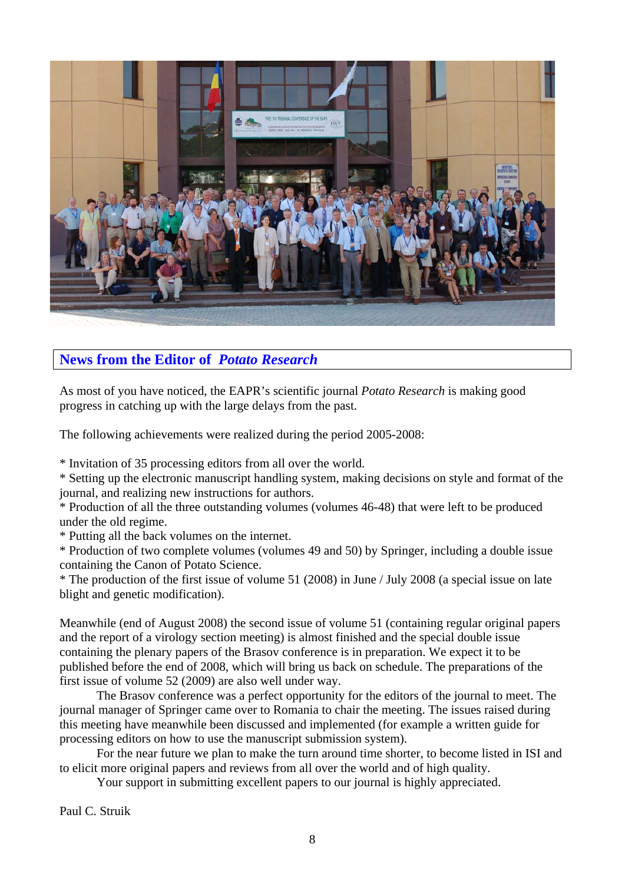## News from the Editor of *Potato Research*

As most of you have noticed, the EAPR's scientific journal *Potato Research* is making good progress in catching up with the large delays from the past.

The following achievements were realized during the period 2005-2008:

* Invitation of 35 processing editors from all over the world.
* Setting up the electronic manuscript handling system, making decisions on style and format of the journal, and realizing new instructions for authors.
* Production of all the three outstanding volumes (volumes 46-48) that were left to be produced under the old regime.
* Putting all the back volumes on the internet.
* Production of two complete volumes (volumes 49 and 50) by Springer, including a double issue containing the Canon of Potato Science.
* The production of the first issue of volume 51 (2008) in June / July 2008 (a special issue on late blight and genetic modification).

Meanwhile (end of August 2008) the second issue of volume 51 (containing regular original papers and the report of a virology section meeting) is almost finished and the special double issue containing the plenary papers of the Brasov conference is in preparation. We expect it to be published before the end of 2008, which will bring us back on schedule. The preparations of the first issue of volume 52 (2009) are also well under way.

The Brasov conference was a perfect opportunity for the editors of the journal to meet. The journal manager of Springer came over to Romania to chair the meeting. The issues raised during this meeting have meanwhile been discussed and implemented (for example a written guide for processing editors on how to use the manuscript submission system).

For the near future we plan to make the turn around time shorter, to become listed in ISI and to elicit more original papers and reviews from all over the world and of high quality.

Your support in submitting excellent papers to our journal is highly appreciated.

Paul C. Struik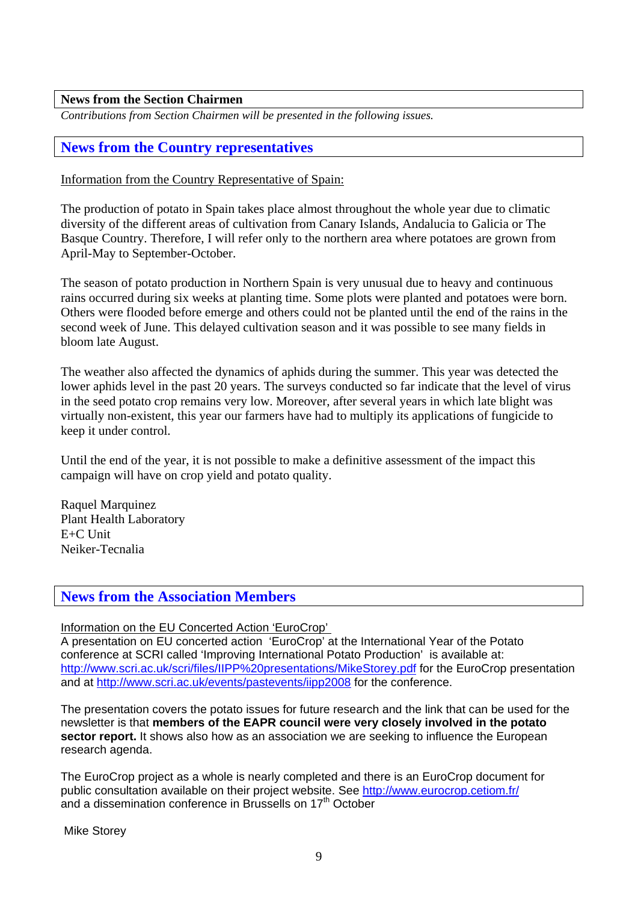## News from the Section Chairmen

*Contributions from Section Chairmen will be presented in the following issues.*

## News from the Country representatives

Information from the Country Representative of Spain:

The production of potato in Spain takes place almost throughout the whole year due to climatic diversity of the different areas of cultivation from Canary Islands, Andalucia to Galicia or The Basque Country. Therefore, I will refer only to the northern area where potatoes are grown from April-May to September-October.

The season of potato production in Northern Spain is very unusual due to heavy and continuous rains occurred during six weeks at planting time. Some plots were planted and potatoes were born. Others were flooded before emerge and others could not be planted until the end of the rains in the second week of June. This delayed cultivation season and it was possible to see many fields in bloom late August.

The weather also affected the dynamics of aphids during the summer. This year was detected the lower aphids level in the past 20 years. The surveys conducted so far indicate that the level of virus in the seed potato crop remains very low. Moreover, after several years in which late blight was virtually non-existent, this year our farmers have had to multiply its applications of fungicide to keep it under control.

Until the end of the year, it is not possible to make a definitive assessment of the impact this campaign will have on crop yield and potato quality.

Raquel Marquinez
Plant Health Laboratory
E+C Unit
Neiker-Tecnalia

## News from the Association Members

Information on the EU Concerted Action 'EuroCrop'

A presentation on EU concerted action 'EuroCrop' at the International Year of the Potato conference at SCRI called 'Improving International Potato Production' is available at: http://www.scri.ac.uk/scri/files/IIPP%20presentations/MikeStorey.pdf for the EuroCrop presentation and at http://www.scri.ac.uk/events/pastevents/iipp2008 for the conference.

The presentation covers the potato issues for future research and the link that can be used for the newsletter is that **members of the EAPR council were very closely involved in the potato sector report.** It shows also how as an association we are seeking to influence the European research agenda.

The EuroCrop project as a whole is nearly completed and there is an EuroCrop document for public consultation available on their project website. See http://www.eurocrop.cetiom.fr/ and a dissemination conference in Brussells on 17th October

Mike Storey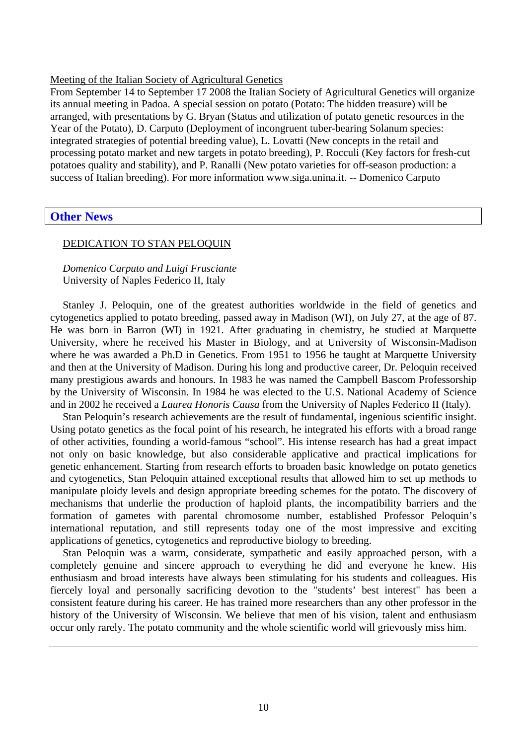Meeting of the Italian Society of Agricultural Genetics

From September 14 to September 17 2008 the Italian Society of Agricultural Genetics will organize its annual meeting in Padoa. A special session on potato (Potato: The hidden treasure) will be arranged, with presentations by G. Bryan (Status and utilization of potato genetic resources in the Year of the Potato), D. Carputo (Deployment of incongruent tuber-bearing Solanum species: integrated strategies of potential breeding value), L. Lovatti (New concepts in the retail and processing potato market and new targets in potato breeding), P. Rocculi (Key factors for fresh-cut potatoes quality and stability), and P. Ranalli (New potato varieties for off-season production: a success of Italian breeding). For more information www.siga.unina.it. -- Domenico Carputo

## Other News

### DEDICATION TO STAN PELOQUIN

*Domenico Carputo and Luigi Frusciante*
University of Naples Federico II, Italy

Stanley J. Peloquin, one of the greatest authorities worldwide in the field of genetics and cytogenetics applied to potato breeding, passed away in Madison (WI), on July 27, at the age of 87. He was born in Barron (WI) in 1921. After graduating in chemistry, he studied at Marquette University, where he received his Master in Biology, and at University of Wisconsin-Madison where he was awarded a Ph.D in Genetics. From 1951 to 1956 he taught at Marquette University and then at the University of Madison. During his long and productive career, Dr. Peloquin received many prestigious awards and honours. In 1983 he was named the Campbell Bascom Professorship by the University of Wisconsin. In 1984 he was elected to the U.S. National Academy of Science and in 2002 he received a *Laurea Honoris Causa* from the University of Naples Federico II (Italy).

Stan Peloquin's research achievements are the result of fundamental, ingenious scientific insight. Using potato genetics as the focal point of his research, he integrated his efforts with a broad range of other activities, founding a world-famous "school". His intense research has had a great impact not only on basic knowledge, but also considerable applicative and practical implications for genetic enhancement. Starting from research efforts to broaden basic knowledge on potato genetics and cytogenetics, Stan Peloquin attained exceptional results that allowed him to set up methods to manipulate ploidy levels and design appropriate breeding schemes for the potato. The discovery of mechanisms that underlie the production of haploid plants, the incompatibility barriers and the formation of gametes with parental chromosome number, established Professor Peloquin's international reputation, and still represents today one of the most impressive and exciting applications of genetics, cytogenetics and reproductive biology to breeding.

Stan Peloquin was a warm, considerate, sympathetic and easily approached person, with a completely genuine and sincere approach to everything he did and everyone he knew. His enthusiasm and broad interests have always been stimulating for his students and colleagues. His fiercely loyal and personally sacrificing devotion to the "students' best interest" has been a consistent feature during his career. He has trained more researchers than any other professor in the history of the University of Wisconsin. We believe that men of his vision, talent and enthusiasm occur only rarely. The potato community and the whole scientific world will grievously miss him.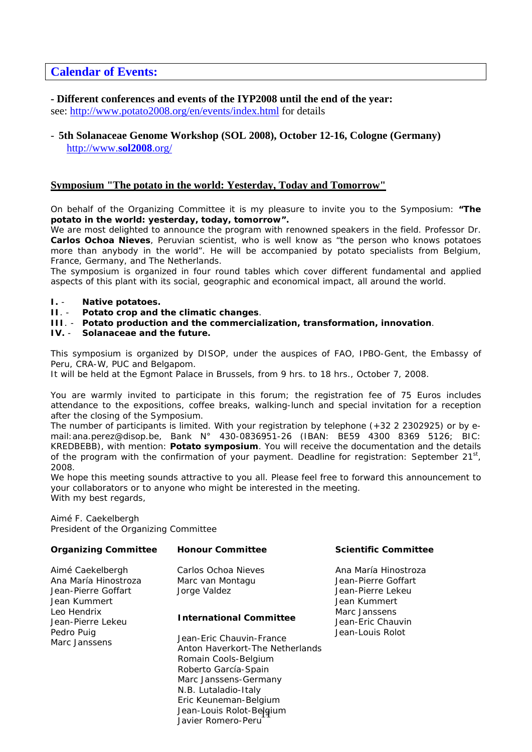## Calendar of Events:

**- Different conferences and events of the IYP2008 until the end of the year:**
see: http://www.potato2008.org/en/events/index.html for details

- **5th Solanaceae Genome Workshop (SOL 2008), October 12-16, Cologne (Germany)**
  http://www.**sol2008**.org/

### Symposium "The potato in the world: Yesterday, Today and Tomorrow"

On behalf of the Organizing Committee it is my pleasure to invite you to the Symposium: **"The potato in the world: yesterday, today, tomorrow".**
We are most delighted to announce the program with renowned speakers in the field. Professor Dr. **Carlos Ochoa Nieves**, Peruvian scientist, who is well know as "the person who knows potatoes more than anybody in the world". He will be accompanied by potato specialists from Belgium, France, Germany, and The Netherlands.
The symposium is organized in four round tables which cover different fundamental and applied aspects of this plant with its social, geographic and economical impact, all around the world.

**I.** - **Native potatoes.**
**II**. - **Potato crop and the climatic changes**.
**III**. - **Potato production and the commercialization, transformation, innovation**.
**IV.** - **Solanaceae and the future.**

This symposium is organized by DISOP, under the auspices of FAO, IPBO-Gent, the Embassy of Peru, CRA-W, PUC and Belgapom.
It will be held at the Egmont Palace in Brussels, from 9 hrs. to 18 hrs., October 7, 2008.

You are warmly invited to participate in this forum; the registration fee of 75 Euros includes attendance to the expositions, coffee breaks, walking-lunch and special invitation for a reception after the closing of the Symposium.
The number of participants is limited. With your registration by telephone (+32 2 2302925) or by e-mail:ana.perez@disop.be, Bank N° 430-0836951-26 (IBAN: BE59 4300 8369 5126; BIC: KREDBEBB), with mention: **Potato symposium**. You will receive the documentation and the details of the program with the confirmation of your payment. Deadline for registration: September 21st, 2008.
We hope this meeting sounds attractive to you all. Please feel free to forward this announcement to your collaborators or to anyone who might be interested in the meeting.
With my best regards,

Aimé F. Caekelbergh
President of the Organizing Committee

**Organizing Committee**

Aimé Caekelbergh
Ana María Hinostroza
Jean-Pierre Goffart
Jean Kummert
Leo Hendrix
Jean-Pierre Lekeu
Pedro Puig
Marc Janssens

**Honour Committee**

Carlos Ochoa Nieves
Marc van Montagu
Jorge Valdez

**International Committee**

Jean-Eric Chauvin-France
Anton Haverkort-The Netherlands
Romain Cools-Belgium
Roberto García-Spain
Marc Janssens-Germany
N.B. Lutaladio-Italy
Eric Keuneman-Belgium
Jean-Louis Rolot-Belgium
Javier Romero-Peru

**Scientific Committee**

Ana María Hinostroza
Jean-Pierre Goffart
Jean-Pierre Lekeu
Jean Kummert
Marc Janssens
Jean-Eric Chauvin
Jean-Louis Rolot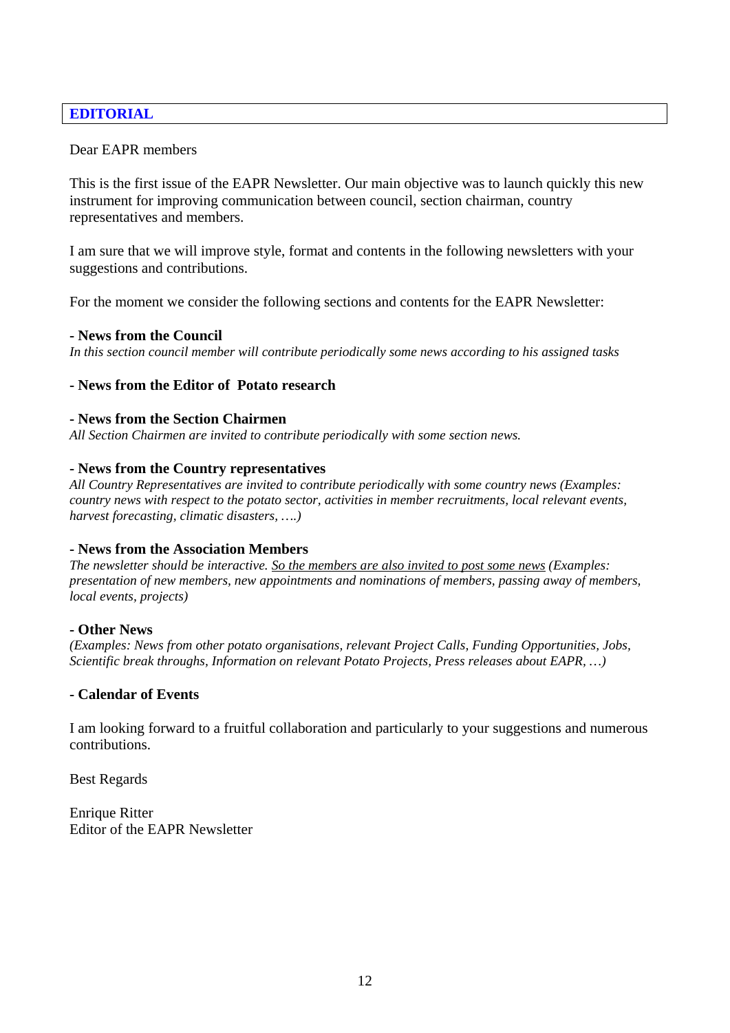## EDITORIAL

Dear EAPR members

This is the first issue of the EAPR Newsletter. Our main objective was to launch quickly this new instrument for improving communication between council, section chairman, country representatives and members.

I am sure that we will improve style, format and contents in the following newsletters with your suggestions and contributions.

For the moment we consider the following sections and contents for the EAPR Newsletter:

**- News from the Council**

*In this section council member will contribute periodically some news according to his assigned tasks*

**- News from the Editor of Potato research**

**- News from the Section Chairmen**

*All Section Chairmen are invited to contribute periodically with some section news.*

**- News from the Country representatives**

*All Country Representatives are invited to contribute periodically with some country news (Examples: country news with respect to the potato sector, activities in member recruitments, local relevant events, harvest forecasting, climatic disasters, ….)*

**- News from the Association Members**

*The newsletter should be interactive. So the members are also invited to post some news (Examples: presentation of new members, new appointments and nominations of members, passing away of members, local events, projects)*

**- Other News**

*(Examples: News from other potato organisations, relevant Project Calls, Funding Opportunities, Jobs, Scientific break throughs, Information on relevant Potato Projects, Press releases about EAPR, …)*

**- Calendar of Events**

I am looking forward to a fruitful collaboration and particularly to your suggestions and numerous contributions.

Best Regards

Enrique Ritter  
Editor of the EAPR Newsletter